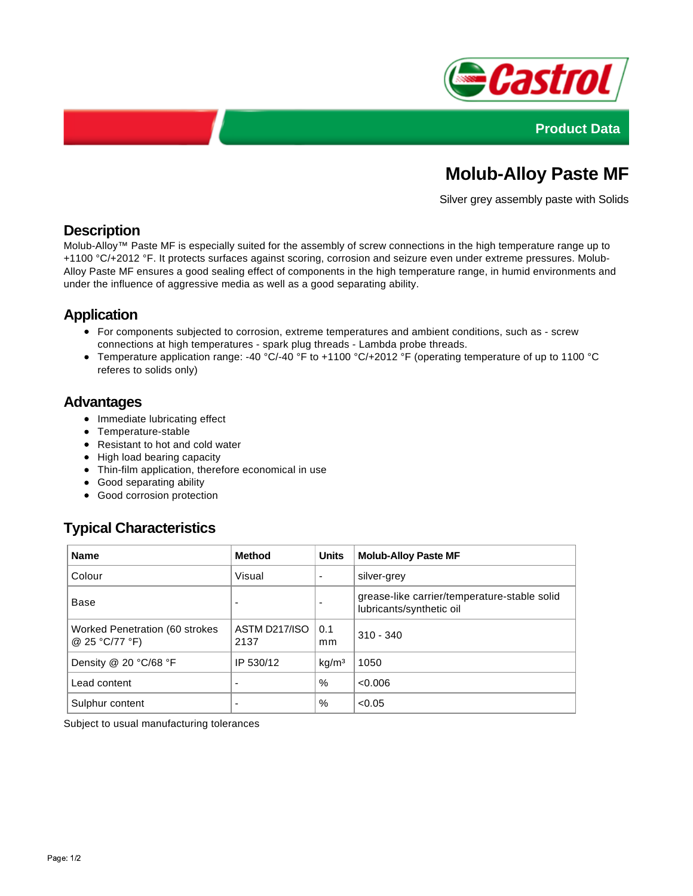Product Data

# Molub-Alloy Paste MF

Silver grey assembly paste with Solids

## Description

Molub-Alloy™ Paste MF is especially suited for the assembly of screw connections in the high temperature range up to +1100 °C/+2012 °F. It protects surfaces against scoring, corrosion and seizure even under extreme pressures. Molub-Alloy Paste MF ensures a good sealing effect of components in the high temperature range, in humid environments and under the influence of aggressive media as well as a good separating ability.

## Application

- For components subjected to corrosion, extreme temperatures and ambient conditions, such as - screw connections at high temperatures - spark plug threads - Lambda probe threads.
- Temperature application range: -40 °C/-40 °F to +1100 °C/+2012 °F (operating temperature of up to 1100 °C referes to solids only)

## Advantages

- Immediate lubricating effect
- Temperature-stable
- Resistant to hot and cold water
- High load bearing capacity
- Thin-film application, therefore economical in use
- Good separating ability
- Good corrosion protection

## Typical Characteristics

| Name | Method | Units | Molub-Alloy Paste MF |
|---|---|---|---|
| Colour | Visual | - | silver-grey |
| Base | - | - | grease-like carrier/temperature-stable solid lubricants/synthetic oil |
| Worked Penetration (60 strokes @ 25 °C/77 °F) | ASTM D217/ISO 2137 | 0.1 mm | 310 - 340 |
| Density @ 20 °C/68 °F | IP 530/12 | kg/m³ | 1050 |
| Lead content | - | % | <0.006 |
| Sulphur content | - | % | <0.05 |

Subject to usual manufacturing tolerances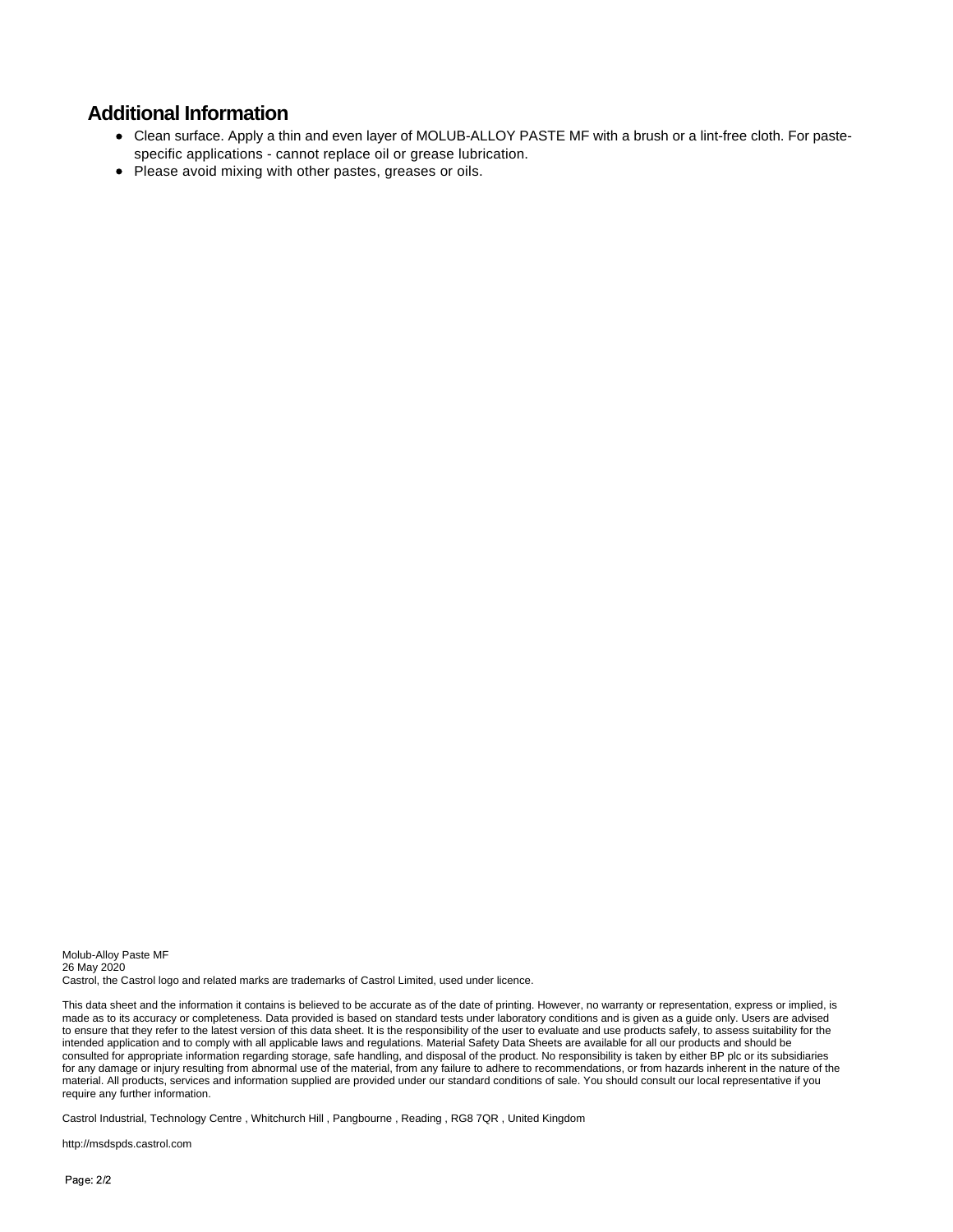## Additional Information

- Clean surface. Apply a thin and even layer of MOLUB-ALLOY PASTE MF with a brush or a lint-free cloth. For paste-specific applications - cannot replace oil or grease lubrication.
- Please avoid mixing with other pastes, greases or oils.

Molub-Alloy Paste MF
26 May 2020
Castrol, the Castrol logo and related marks are trademarks of Castrol Limited, used under licence.

This data sheet and the information it contains is believed to be accurate as of the date of printing. However, no warranty or representation, express or implied, is made as to its accuracy or completeness. Data provided is based on standard tests under laboratory conditions and is given as a guide only. Users are advised to ensure that they refer to the latest version of this data sheet. It is the responsibility of the user to evaluate and use products safely, to assess suitability for the intended application and to comply with all applicable laws and regulations. Material Safety Data Sheets are available for all our products and should be consulted for appropriate information regarding storage, safe handling, and disposal of the product. No responsibility is taken by either BP plc or its subsidiaries for any damage or injury resulting from abnormal use of the material, from any failure to adhere to recommendations, or from hazards inherent in the nature of the material. All products, services and information supplied are provided under our standard conditions of sale. You should consult our local representative if you require any further information.

Castrol Industrial, Technology Centre , Whitchurch Hill , Pangbourne , Reading , RG8 7QR , United Kingdom

http://msdspds.castrol.com